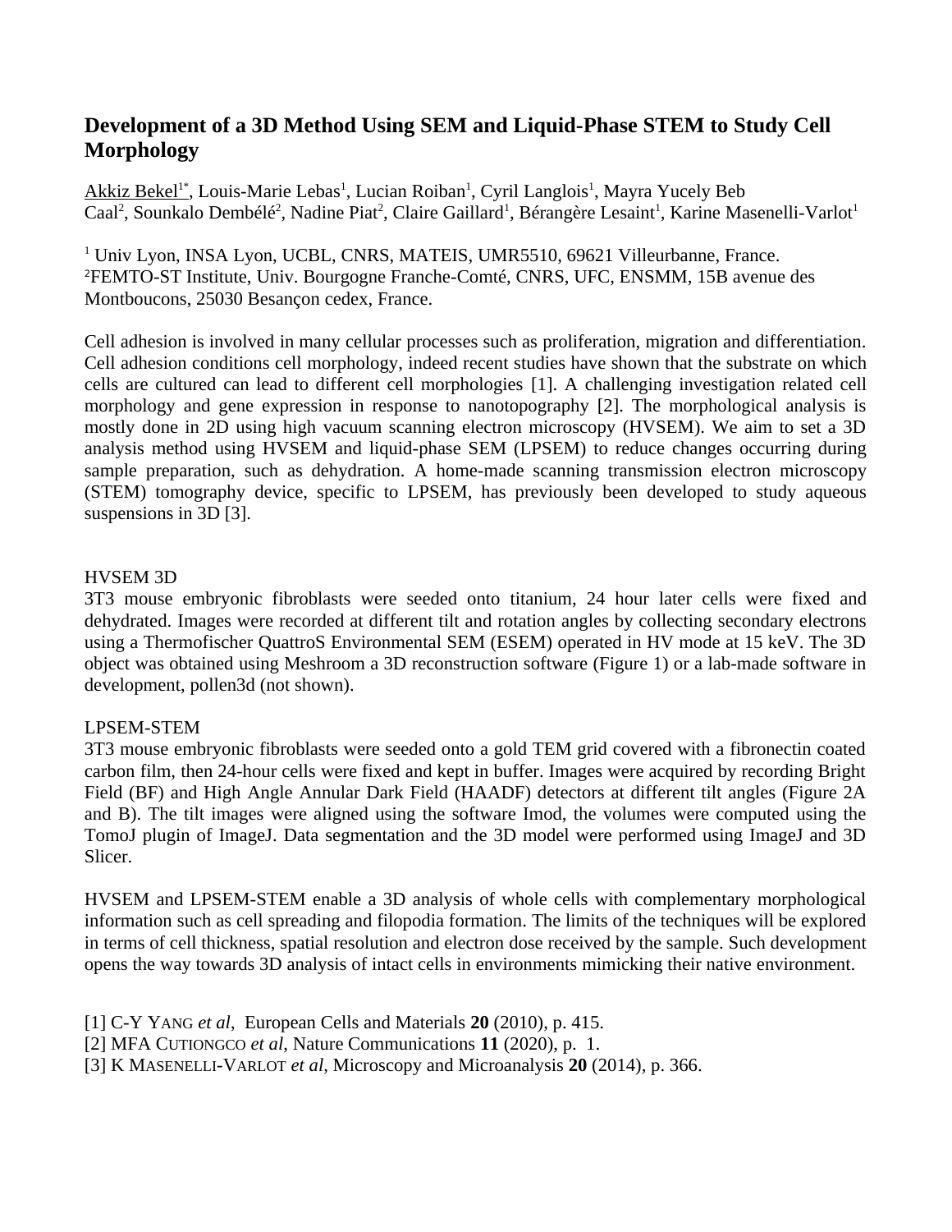# Development of a 3D Method Using SEM and Liquid-Phase STEM to Study Cell Morphology

Akkiz Bekel[1*], Louis-Marie Lebas[1], Lucian Roiban[1], Cyril Langlois[1], Mayra Yucely Beb Caal[2], Sounkalo Dembélé[2], Nadine Piat[2], Claire Gaillard[1], Bérangère Lesaint[1], Karine Masenelli-Varlot[1]

[1] Univ Lyon, INSA Lyon, UCBL, CNRS, MATEIS, UMR5510, 69621 Villeurbanne, France.
[2]FEMTO-ST Institute, Univ. Bourgogne Franche-Comté, CNRS, UFC, ENSMM, 15B avenue des Montboucons, 25030 Besançon cedex, France.

Cell adhesion is involved in many cellular processes such as proliferation, migration and differentiation. Cell adhesion conditions cell morphology, indeed recent studies have shown that the substrate on which cells are cultured can lead to different cell morphologies [1]. A challenging investigation related cell morphology and gene expression in response to nanotopography [2]. The morphological analysis is mostly done in 2D using high vacuum scanning electron microscopy (HVSEM). We aim to set a 3D analysis method using HVSEM and liquid-phase SEM (LPSEM) to reduce changes occurring during sample preparation, such as dehydration. A home-made scanning transmission electron microscopy (STEM) tomography device, specific to LPSEM, has previously been developed to study aqueous suspensions in 3D [3].

HVSEM 3D

3T3 mouse embryonic fibroblasts were seeded onto titanium, 24 hour later cells were fixed and dehydrated. Images were recorded at different tilt and rotation angles by collecting secondary electrons using a Thermofischer QuattroS Environmental SEM (ESEM) operated in HV mode at 15 keV. The 3D object was obtained using Meshroom a 3D reconstruction software (Figure 1) or a lab-made software in development, pollen3d (not shown).

LPSEM-STEM

3T3 mouse embryonic fibroblasts were seeded onto a gold TEM grid covered with a fibronectin coated carbon film, then 24-hour cells were fixed and kept in buffer. Images were acquired by recording Bright Field (BF) and High Angle Annular Dark Field (HAADF) detectors at different tilt angles (Figure 2A and B). The tilt images were aligned using the software Imod, the volumes were computed using the TomoJ plugin of ImageJ. Data segmentation and the 3D model were performed using ImageJ and 3D Slicer.

HVSEM and LPSEM-STEM enable a 3D analysis of whole cells with complementary morphological information such as cell spreading and filopodia formation. The limits of the techniques will be explored in terms of cell thickness, spatial resolution and electron dose received by the sample. Such development opens the way towards 3D analysis of intact cells in environments mimicking their native environment.

[1] C-Y Yang *et al*, European Cells and Materials **20** (2010), p. 415.
[2] MFA Cutiongco *et al*, Nature Communications **11** (2020), p. 1.
[3] K Masenelli-Varlot *et al*, Microscopy and Microanalysis **20** (2014), p. 366.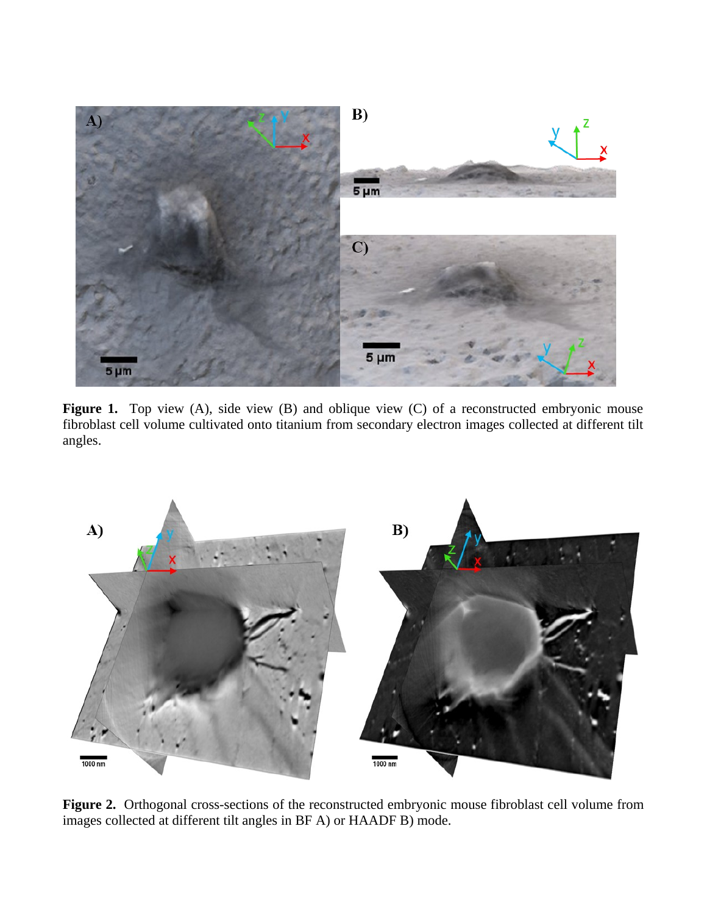**Figure 1.** Top view (A), side view (B) and oblique view (C) of a reconstructed embryonic mouse fibroblast cell volume cultivated onto titanium from secondary electron images collected at different tilt angles.

**Figure 2.** Orthogonal cross-sections of the reconstructed embryonic mouse fibroblast cell volume from images collected at different tilt angles in BF A) or HAADF B) mode.